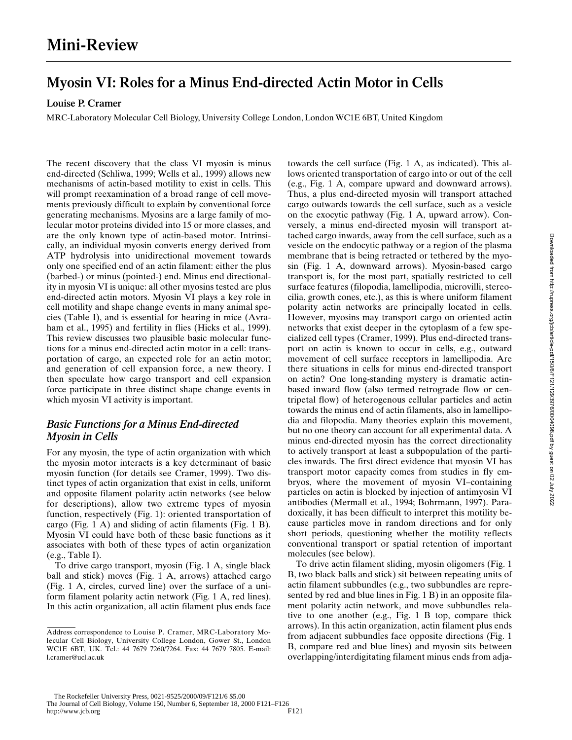# Mini-Review

## Myosin VI: Roles for a Minus End-directed Actin Motor in Cells

**Louise P. Cramer**

MRC-Laboratory Molecular Cell Biology, University College London, London WC1E 6BT, United Kingdom

The recent discovery that the class VI myosin is minus end-directed (Schliwa, 1999; Wells et al., 1999) allows new mechanisms of actin-based motility to exist in cells. This will prompt reexamination of a broad range of cell movements previously difficult to explain by conventional force generating mechanisms. Myosins are a large family of molecular motor proteins divided into 15 or more classes, and are the only known type of actin-based motor. Intrinsically, an individual myosin converts energy derived from ATP hydrolysis into unidirectional movement towards only one specified end of an actin filament: either the plus (barbed-) or minus (pointed-) end. Minus end directionality in myosin VI is unique: all other myosins tested are plus end-directed actin motors. Myosin VI plays a key role in cell motility and shape change events in many animal species (Table I), and is essential for hearing in mice (Avraham et al., 1995) and fertility in flies (Hicks et al., 1999). This review discusses two plausible basic molecular functions for a minus end-directed actin motor in a cell: transportation of cargo, an expected role for an actin motor; and generation of cell expansion force, a new theory. I then speculate how cargo transport and cell expansion force participate in three distinct shape change events in which myosin VI activity is important.

### *Basic Functions for a Minus End-directed Myosin in Cells*

For any myosin, the type of actin organization with which the myosin motor interacts is a key determinant of basic myosin function (for details see Cramer, 1999). Two distinct types of actin organization that exist in cells, uniform and opposite filament polarity actin networks (see below for descriptions), allow two extreme types of myosin function, respectively (Fig. 1): oriented transportation of cargo (Fig. 1 A) and sliding of actin filaments (Fig. 1 B). Myosin VI could have both of these basic functions as it associates with both of these types of actin organization (e.g., Table I).

To drive cargo transport, myosin (Fig. 1 A, single black ball and stick) moves (Fig. 1 A, arrows) attached cargo (Fig. 1 A, circles, curved line) over the surface of a uniform filament polarity actin network (Fig. 1 A, red lines). In this actin organization, all actin filament plus ends face towards the cell surface (Fig. 1 A, as indicated). This allows oriented transportation of cargo into or out of the cell (e.g., Fig. 1 A, compare upward and downward arrows). Thus, a plus end-directed myosin will transport attached cargo outwards towards the cell surface, such as a vesicle on the exocytic pathway (Fig. 1 A, upward arrow). Conversely, a minus end-directed myosin will transport attached cargo inwards, away from the cell surface, such as a vesicle on the endocytic pathway or a region of the plasma membrane that is being retracted or tethered by the myosin (Fig. 1 A, downward arrows). Myosin-based cargo transport is, for the most part, spatially restricted to cell surface features (filopodia, lamellipodia, microvilli, stereocilia, growth cones, etc.), as this is where uniform filament polarity actin networks are principally located in cells. However, myosins may transport cargo on oriented actin networks that exist deeper in the cytoplasm of a few specialized cell types (Cramer, 1999). Plus end-directed transport on actin is known to occur in cells, e.g., outward movement of cell surface receptors in lamellipodia. Are there situations in cells for minus end-directed transport on actin? One long-standing mystery is dramatic actin-based inward flow (also termed retrograde flow or centripetal flow) of heterogenous cellular particles and actin towards the minus end of actin filaments, also in lamellipodia and filopodia. Many theories explain this movement, but no one theory can account for all experimental data. A minus end-directed myosin has the correct directionality to actively transport at least a subpopulation of the particles inwards. The first direct evidence that myosin VI has transport motor capacity comes from studies in fly embryos, where the movement of myosin VI–containing particles on actin is blocked by injection of antimyosin VI antibodies (Mermall et al., 1994; Bohrmann, 1997). Paradoxically, it has been difficult to interpret this motility because particles move in random directions and for only short periods, questioning whether the motility reflects conventional transport or spatial retention of important molecules (see below).

To drive actin filament sliding, myosin oligomers (Fig. 1 B, two black balls and stick) sit between repeating units of actin filament subbundles (e.g., two subbundles are represented by red and blue lines in Fig. 1 B) in an opposite filament polarity actin network, and move subbundles relative to one another (e.g., Fig. 1 B top, compare thick arrows). In this actin organization, actin filament plus ends from adjacent subbundles face opposite directions (Fig. 1 B, compare red and blue lines) and myosin sits between overlapping/interdigitating filament minus ends from adja-

Address correspondence to Louise P. Cramer, MRC-Laboratory Molecular Cell Biology, University College London, Gower St., London WC1E 6BT, UK. Tel.: 44 7679 7260/7264. Fax: 44 7679 7805. E-mail: l.cramer@ucl.ac.uk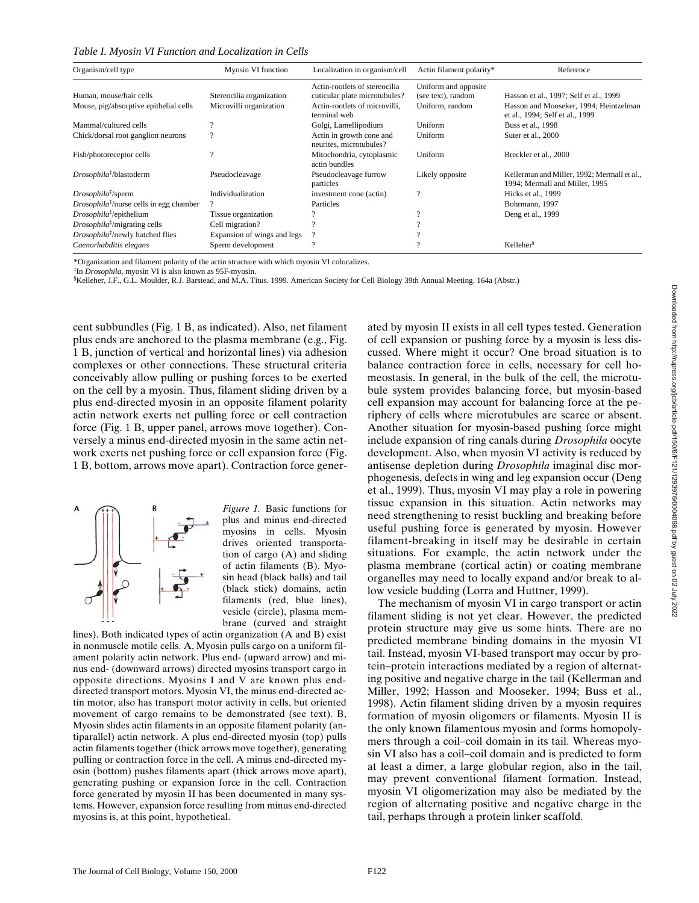*Table I. Myosin VI Function and Localization in Cells*

| Organism/cell type | Myosin VI function | Localization in organism/cell | Actin filament polarity* | Reference |
|---|---|---|---|---|
| Human, mouse/hair cells | Stereocilia organization | Actin-rootlets of stereocilia cuticular plate microtubules? | Uniform and opposite (see text), random | Hasson et al., 1997; Self et al., 1999 |
| Mouse, pig/absorptive epithelial cells | Microvilli organization | Actin-rootlets of microvilli, terminal web | Uniform, random | Hasson and Mooseker, 1994; Heintzelman et al., 1994; Self et al., 1999 |
| Mammal/cultured cells | ? | Golgi, Lamellipodium | Uniform | Buss et al., 1998 |
| Chick/dorsal root ganglion neurons | ? | Actin in growth cone and neurites, microtubules? | Uniform | Suter et al., 2000 |
| Fish/photoreceptor cells | ? | Mitochondria, cytoplasmic actin bundles | Uniform | Breckler et al., 2000 |
| *Drosophila*[‡]/blastoderm | Pseudocleavage | Pseudocleavage furrow particles | Likely opposite | Kellerman and Miller, 1992; Mermall et al., 1994; Mermall and Miller, 1995 |
| *Drosophila*[‡]/sperm | Individualization | investment cone (actin) | ? | Hicks et al., 1999 |
| *Drosophila*[‡]/nurse cells in egg chamber | ? | Particles | | Bohrmann, 1997 |
| *Drosophila*[‡]/epithelium | Tissue organization | ? | ? | Deng et al., 1999 |
| *Drosophila*[‡]/migrating cells | Cell migration? | ? | ? | |
| *Drosophila*[‡]/newly hatched flies | Expansion of wings and legs | ? | ? | |
| *Caenorhabditis elegans* | Sperm development | ? | ? | Kelleher[§] |

*Organization and filament polarity of the actin structure with which myosin VI colocalizes.

[‡]In *Drosophila*, myosin VI is also known as 95F-myosin.

[§]Kelleher, J.F., G.L. Moulder, R.J. Barstead, and M.A. Titus. 1999. American Society for Cell Biology 39th Annual Meeting. 164a (Abstr.)

cent subbundles (Fig. 1 B, as indicated). Also, net filament plus ends are anchored to the plasma membrane (e.g., Fig. 1 B, junction of vertical and horizontal lines) via adhesion complexes or other connections. These structural criteria conceivably allow pulling or pushing forces to be exerted on the cell by a myosin. Thus, filament sliding driven by a plus end-directed myosin in an opposite filament polarity actin network exerts net pulling force or cell contraction force (Fig. 1 B, upper panel, arrows move together). Conversely a minus end-directed myosin in the same actin network exerts net pushing force or cell expansion force (Fig. 1 B, bottom, arrows move apart). Contraction force generated by myosin II exists in all cell types tested. Generation of cell expansion or pushing force by a myosin is less discussed. Where might it occur? One broad situation is to balance contraction force in cells, necessary for cell homeostasis. In general, in the bulk of the cell, the microtubule system provides balancing force, but myosin-based cell expansion may account for balancing force at the periphery of cells where microtubules are scarce or absent. Another situation for myosin-based pushing force might include expansion of ring canals during *Drosophila* oocyte development. Also, when myosin VI activity is reduced by antisense depletion during *Drosophila* imaginal disc morphogenesis, defects in wing and leg expansion occur (Deng et al., 1999). Thus, myosin VI may play a role in powering tissue expansion in this situation. Actin networks may need strengthening to resist buckling and breaking before useful pushing force is generated by myosin. However filament-breaking in itself may be desirable in certain situations. For example, the actin network under the plasma membrane (cortical actin) or coating membrane organelles may need to locally expand and/or break to allow vesicle budding (Lorra and Huttner, 1999).

*Figure 1.* Basic functions for plus and minus end-directed myosins in cells. Myosin drives oriented transportation of cargo (A) and sliding of actin filaments (B). Myosin head (black balls) and tail (black stick) domains, actin filaments (red, blue lines), vesicle (circle), plasma membrane (curved and straight lines). Both indicated types of actin organization (A and B) exist in nonmuscle motile cells. A, Myosin pulls cargo on a uniform filament polarity actin network. Plus end- (upward arrow) and minus end- (downward arrows) directed myosins transport cargo in opposite directions. Myosins I and V are known plus end-directed transport motors. Myosin VI, the minus end-directed actin motor, also has transport motor activity in cells, but oriented movement of cargo remains to be demonstrated (see text). B, Myosin slides actin filaments in an opposite filament polarity (antiparallel) actin network. A plus end-directed myosin (top) pulls actin filaments together (thick arrows move together), generating pulling or contraction force in the cell. A minus end-directed myosin (bottom) pushes filaments apart (thick arrows move apart), generating pushing or expansion force in the cell. Contraction force generated by myosin II has been documented in many systems. However, expansion force resulting from minus end-directed myosins is, at this point, hypothetical.

The mechanism of myosin VI in cargo transport or actin filament sliding is not yet clear. However, the predicted protein structure may give us some hints. There are no predicted membrane binding domains in the myosin VI tail. Instead, myosin VI-based transport may occur by protein–protein interactions mediated by a region of alternating positive and negative charge in the tail (Kellerman and Miller, 1992; Hasson and Mooseker, 1994; Buss et al., 1998). Actin filament sliding driven by a myosin requires formation of myosin oligomers or filaments. Myosin II is the only known filamentous myosin and forms homopolymers through a coil–coil domain in its tail. Whereas myosin VI also has a coil–coil domain and is predicted to form at least a dimer, a large globular region, also in the tail, may prevent conventional filament formation. Instead, myosin VI oligomerization may also be mediated by the region of alternating positive and negative charge in the tail, perhaps through a protein linker scaffold.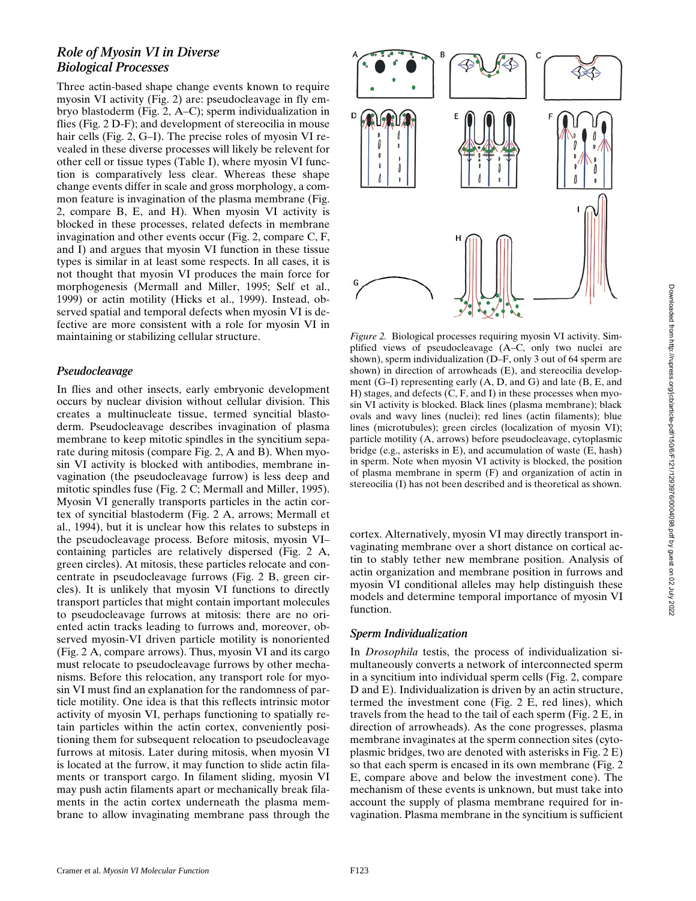## Role of Myosin VI in Diverse Biological Processes

Three actin-based shape change events known to require myosin VI activity (Fig. 2) are: pseudocleavage in fly embryo blastoderm (Fig. 2, A–C); sperm individualization in flies (Fig. 2 D-F); and development of stereocilia in mouse hair cells (Fig. 2, G–I). The precise roles of myosin VI revealed in these diverse processes will likely be relevent for other cell or tissue types (Table I), where myosin VI function is comparatively less clear. Whereas these shape change events differ in scale and gross morphology, a common feature is invagination of the plasma membrane (Fig. 2, compare B, E, and H). When myosin VI activity is blocked in these processes, related defects in membrane invagination and other events occur (Fig. 2, compare C, F, and I) and argues that myosin VI function in these tissue types is similar in at least some respects. In all cases, it is not thought that myosin VI produces the main force for morphogenesis (Mermall and Miller, 1995; Self et al., 1999) or actin motility (Hicks et al., 1999). Instead, observed spatial and temporal defects when myosin VI is defective are more consistent with a role for myosin VI in maintaining or stabilizing cellular structure.

*Figure 2.* Biological processes requiring myosin VI activity. Simplified views of pseudocleavage (A–C, only two nuclei are shown), sperm individualization (D–F, only 3 out of 64 sperm are shown) in direction of arrowheads (E), and stereocilia development (G–I) representing early (A, D, and G) and late (B, E, and H) stages, and defects (C, F, and I) in these processes when myosin VI activity is blocked. Black lines (plasma membrane); black ovals and wavy lines (nuclei); red lines (actin filaments); blue lines (microtubules); green circles (localization of myosin VI); particle motility (A, arrows) before pseudocleavage, cytoplasmic bridge (e.g., asterisks in E), and accumulation of waste (E, hash) in sperm. Note when myosin VI activity is blocked, the position of plasma membrane in sperm (F) and organization of actin in stereocilia (I) has not been described and is theoretical as shown.

### Pseudocleavage

In flies and other insects, early embryonic development occurs by nuclear division without cellular division. This creates a multinucleate tissue, termed syncitial blastoderm. Pseudocleavage describes invagination of plasma membrane to keep mitotic spindles in the syncitium separate during mitosis (compare Fig. 2, A and B). When myosin VI activity is blocked with antibodies, membrane invagination (the pseudocleavage furrow) is less deep and mitotic spindles fuse (Fig. 2 C; Mermall and Miller, 1995). Myosin VI generally transports particles in the actin cortex of syncitial blastoderm (Fig. 2 A, arrows; Mermall et al., 1994), but it is unclear how this relates to substeps in the pseudocleavage process. Before mitosis, myosin VI–containing particles are relatively dispersed (Fig. 2 A, green circles). At mitosis, these particles relocate and concentrate in pseudocleavage furrows (Fig. 2 B, green circles). It is unlikely that myosin VI functions to directly transport particles that might contain important molecules to pseudocleavage furrows at mitosis: there are no oriented actin tracks leading to furrows and, moreover, observed myosin-VI driven particle motility is nonoriented (Fig. 2 A, compare arrows). Thus, myosin VI and its cargo must relocate to pseudocleavage furrows by other mechanisms. Before this relocation, any transport role for myosin VI must find an explanation for the randomness of particle motility. One idea is that this reflects intrinsic motor activity of myosin VI, perhaps functioning to spatially retain particles within the actin cortex, conveniently positioning them for subsequent relocation to pseudocleavage furrows at mitosis. Later during mitosis, when myosin VI is located at the furrow, it may function to slide actin filaments or transport cargo. In filament sliding, myosin VI may push actin filaments apart or mechanically break filaments in the actin cortex underneath the plasma membrane to allow invaginating membrane pass through the cortex. Alternatively, myosin VI may directly transport invaginating membrane over a short distance on cortical actin to stably tether new membrane position. Analysis of actin organization and membrane position in furrows and myosin VI conditional alleles may help distinguish these models and determine temporal importance of myosin VI function.

### Sperm Individualization

In *Drosophila* testis, the process of individualization simultaneously converts a network of interconnected sperm in a syncitium into individual sperm cells (Fig. 2, compare D and E). Individualization is driven by an actin structure, termed the investment cone (Fig. 2 E, red lines), which travels from the head to the tail of each sperm (Fig. 2 E, in direction of arrowheads). As the cone progresses, plasma membrane invaginates at the sperm connection sites (cytoplasmic bridges, two are denoted with asterisks in Fig. 2 E) so that each sperm is encased in its own membrane (Fig. 2 E, compare above and below the investment cone). The mechanism of these events is unknown, but must take into account the supply of plasma membrane required for invagination. Plasma membrane in the syncitium is sufficient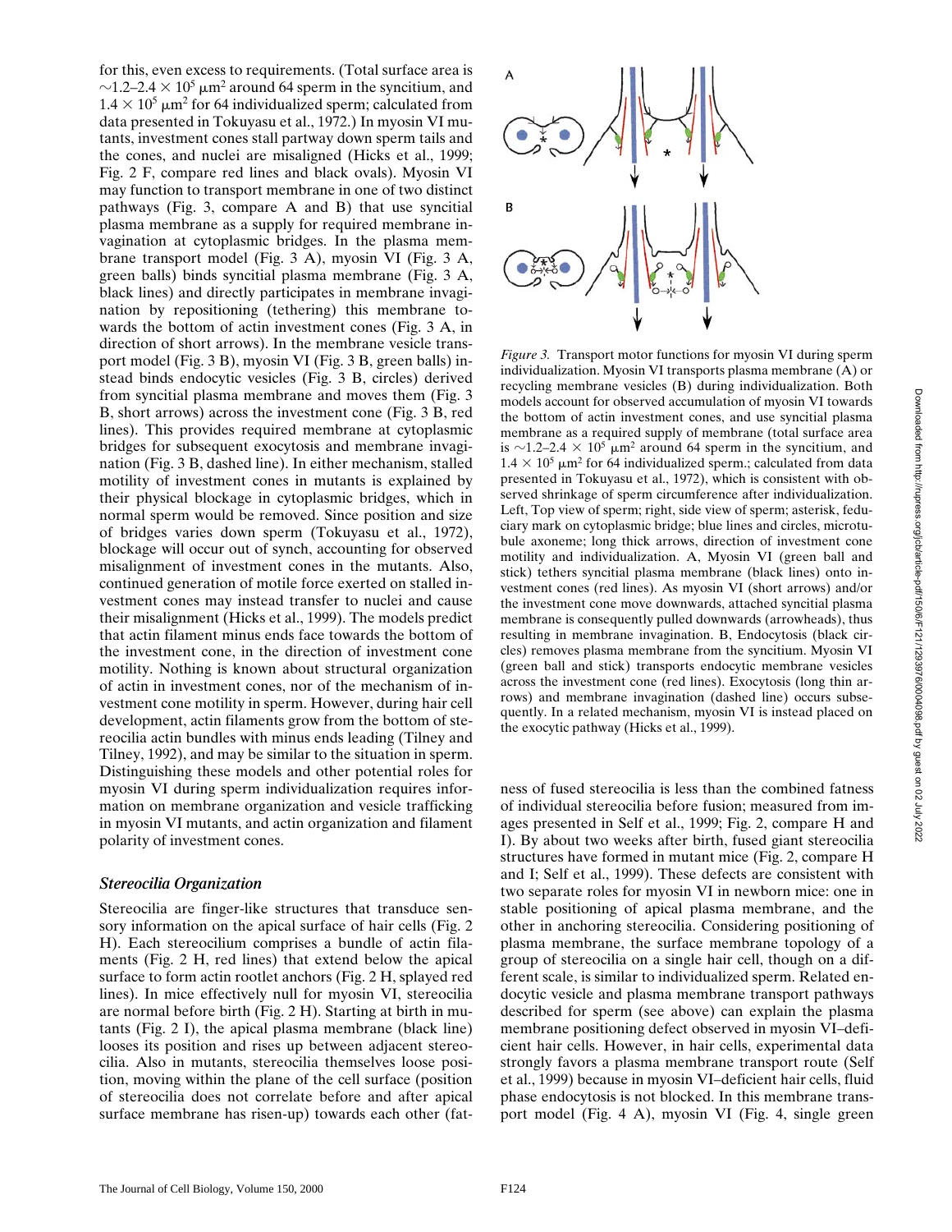for this, even excess to requirements. (Total surface area is ~1.2–2.4 × $10^5$ μm$^2$ around 64 sperm in the syncitium, and 1.4 × $10^5$ μm$^2$ for 64 individualized sperm; calculated from data presented in Tokuyasu et al., 1972.) In myosin VI mutants, investment cones stall partway down sperm tails and the cones, and nuclei are misaligned (Hicks et al., 1999; Fig. 2 F, compare red lines and black ovals). Myosin VI may function to transport membrane in one of two distinct pathways (Fig. 3, compare A and B) that use syncitial plasma membrane as a supply for required membrane invagination at cytoplasmic bridges. In the plasma membrane transport model (Fig. 3 A), myosin VI (Fig. 3 A, green balls) binds syncitial plasma membrane (Fig. 3 A, black lines) and directly participates in membrane invagination by repositioning (tethering) this membrane towards the bottom of actin investment cones (Fig. 3 A, in direction of short arrows). In the membrane vesicle transport model (Fig. 3 B), myosin VI (Fig. 3 B, green balls) instead binds endocytic vesicles (Fig. 3 B, circles) derived from syncitial plasma membrane and moves them (Fig. 3 B, short arrows) across the investment cone (Fig. 3 B, red lines). This provides required membrane at cytoplasmic bridges for subsequent exocytosis and membrane invagination (Fig. 3 B, dashed line). In either mechanism, stalled motility of investment cones in mutants is explained by their physical blockage in cytoplasmic bridges, which in normal sperm would be removed. Since position and size of bridges varies down sperm (Tokuyasu et al., 1972), blockage will occur out of synch, accounting for observed misalignment of investment cones in the mutants. Also, continued generation of motile force exerted on stalled investment cones may instead transfer to nuclei and cause their misalignment (Hicks et al., 1999). The models predict that actin filament minus ends face towards the bottom of the investment cone, in the direction of investment cone motility. Nothing is known about structural organization of actin in investment cones, nor of the mechanism of investment cone motility in sperm. However, during hair cell development, actin filaments grow from the bottom of stereocilia actin bundles with minus ends leading (Tilney and Tilney, 1992), and may be similar to the situation in sperm. Distinguishing these models and other potential roles for myosin VI during sperm individualization requires information on membrane organization and vesicle trafficking in myosin VI mutants, and actin organization and filament polarity of investment cones.

### *Stereocilia Organization*

Stereocilia are finger-like structures that transduce sensory information on the apical surface of hair cells (Fig. 2 H). Each stereocilium comprises a bundle of actin filaments (Fig. 2 H, red lines) that extend below the apical surface to form actin rootlet anchors (Fig. 2 H, splayed red lines). In mice effectively null for myosin VI, stereocilia are normal before birth (Fig. 2 H). Starting at birth in mutants (Fig. 2 I), the apical plasma membrane (black line) looses its position and rises up between adjacent stereocilia. Also in mutants, stereocilia themselves loose position, moving within the plane of the cell surface (position of stereocilia does not correlate before and after apical surface membrane has risen-up) towards each other (fatness of fused stereocilia is less than the combined fatness of individual stereocilia before fusion; measured from images presented in Self et al., 1999; Fig. 2, compare H and I). By about two weeks after birth, fused giant stereocilia structures have formed in mutant mice (Fig. 2, compare H and I; Self et al., 1999). These defects are consistent with two separate roles for myosin VI in newborn mice: one in stable positioning of apical plasma membrane, and the other in anchoring stereocilia. Considering positioning of plasma membrane, the surface membrane topology of a group of stereocilia on a single hair cell, though on a different scale, is similar to individualized sperm. Related endocytic vesicle and plasma membrane transport pathways described for sperm (see above) can explain the plasma membrane positioning defect observed in myosin VI–deficient hair cells. However, in hair cells, experimental data strongly favors a plasma membrane transport route (Self et al., 1999) because in myosin VI–deficient hair cells, fluid phase endocytosis is not blocked. In this membrane transport model (Fig. 4 A), myosin VI (Fig. 4, single green

*Figure 3.* Transport motor functions for myosin VI during sperm individualization. Myosin VI transports plasma membrane (A) or recycling membrane vesicles (B) during individualization. Both models account for observed accumulation of myosin VI towards the bottom of actin investment cones, and use syncitial plasma membrane as a required supply of membrane (total surface area is ~1.2–2.4 × $10^5$ μm$^2$ around 64 sperm in the syncitium, and 1.4 × $10^5$ μm$^2$ for 64 individualized sperm.; calculated from data presented in Tokuyasu et al., 1972), which is consistent with observed shrinkage of sperm circumference after individualization. Left, Top view of sperm; right, side view of sperm; asterisk, feduciary mark on cytoplasmic bridge; blue lines and circles, microtubule axoneme; long thick arrows, direction of investment cone motility and individualization. A, Myosin VI (green ball and stick) tethers syncitial plasma membrane (black lines) onto investment cones (red lines). As myosin VI (short arrows) and/or the investment cone move downwards, attached syncitial plasma membrane is consequently pulled downwards (arrowheads), thus resulting in membrane invagination. B, Endocytosis (black circles) removes plasma membrane from the syncitium. Myosin VI (green ball and stick) transports endocytic membrane vesicles across the investment cone (red lines). Exocytosis (long thin arrows) and membrane invagination (dashed line) occurs subsequently. In a related mechanism, myosin VI is instead placed on the exocytic pathway (Hicks et al., 1999).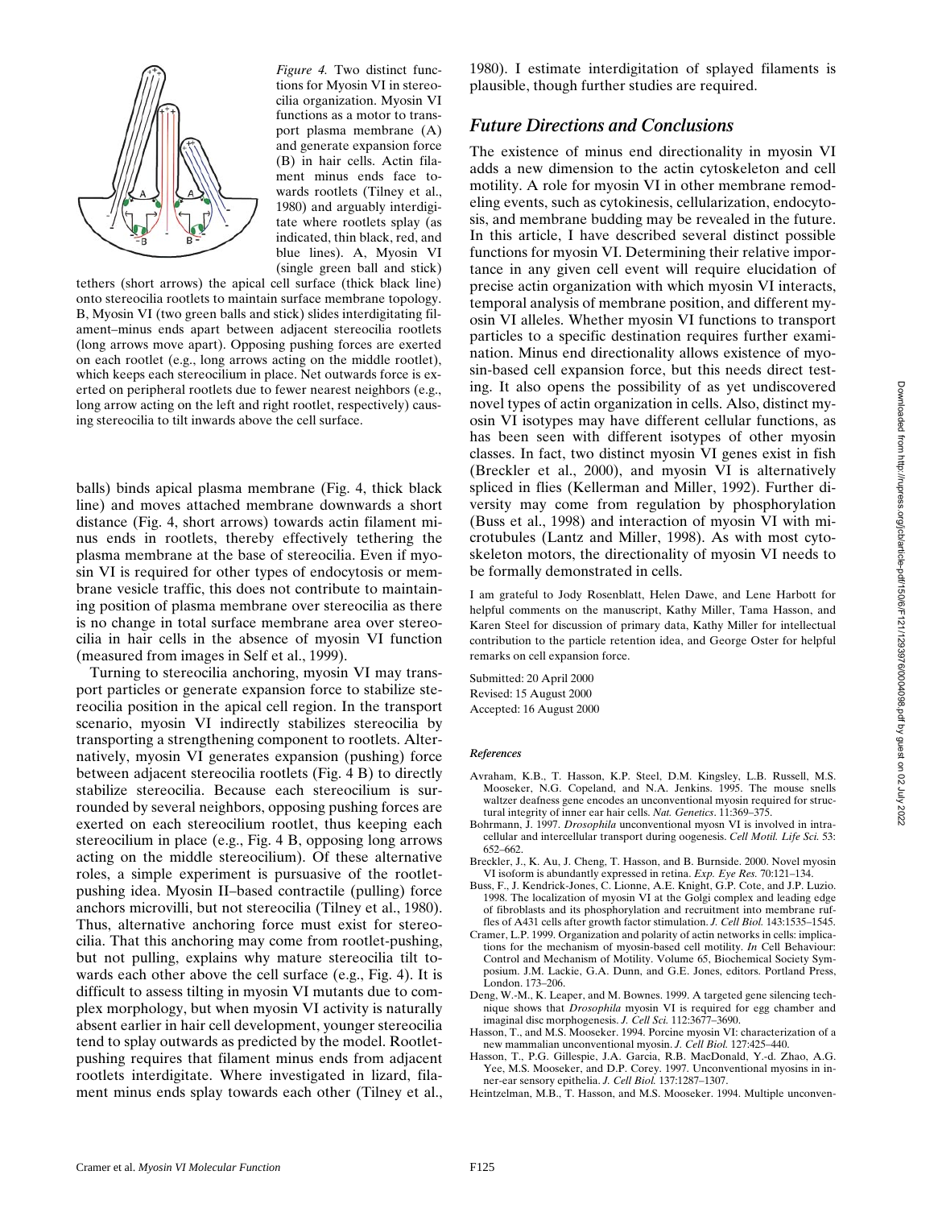*Figure 4.* Two distinct functions for Myosin VI in stereocilia organization. Myosin VI functions as a motor to transport plasma membrane (A) and generate expansion force (B) in hair cells. Actin filament minus ends face towards rootlets (Tilney et al., 1980) and arguably interdigitate where rootlets splay (as indicated, thin black, red, and blue lines). A, Myosin VI (single green ball and stick) tethers (short arrows) the apical cell surface (thick black line) onto stereocilia rootlets to maintain surface membrane topology. B, Myosin VI (two green balls and stick) slides interdigitating filament–minus ends apart between adjacent stereocilia rootlets (long arrows move apart). Opposing pushing forces are exerted on each rootlet (e.g., long arrows acting on the middle rootlet), which keeps each stereocilium in place. Net outwards force is exerted on peripheral rootlets due to fewer nearest neighbors (e.g., long arrow acting on the left and right rootlet, respectively) causing stereocilia to tilt inwards above the cell surface.

balls) binds apical plasma membrane (Fig. 4, thick black line) and moves attached membrane downwards a short distance (Fig. 4, short arrows) towards actin filament minus ends in rootlets, thereby effectively tethering the plasma membrane at the base of stereocilia. Even if myosin VI is required for other types of endocytosis or membrane vesicle traffic, this does not contribute to maintaining position of plasma membrane over stereocilia as there is no change in total surface membrane area over stereocilia in hair cells in the absence of myosin VI function (measured from images in Self et al., 1999).

Turning to stereocilia anchoring, myosin VI may transport particles or generate expansion force to stabilize stereocilia position in the apical cell region. In the transport scenario, myosin VI indirectly stabilizes stereocilia by transporting a strengthening component to rootlets. Alternatively, myosin VI generates expansion (pushing) force between adjacent stereocilia rootlets (Fig. 4 B) to directly stabilize stereocilia. Because each stereocilium is surrounded by several neighbors, opposing pushing forces are exerted on each stereocilium rootlet, thus keeping each stereocilium in place (e.g., Fig. 4 B, opposing long arrows acting on the middle stereocilium). Of these alternative roles, a simple experiment is pursuasive of the rootlet-pushing idea. Myosin II–based contractile (pulling) force anchors microvilli, but not stereocilia (Tilney et al., 1980). Thus, alternative anchoring force must exist for stereocilia. That this anchoring may come from rootlet-pushing, but not pulling, explains why mature stereocilia tilt towards each other above the cell surface (e.g., Fig. 4). It is difficult to assess tilting in myosin VI mutants due to complex morphology, but when myosin VI activity is naturally absent earlier in hair cell development, younger stereocilia tend to splay outwards as predicted by the model. Rootlet-pushing requires that filament minus ends from adjacent rootlets interdigitate. Where investigated in lizard, filament minus ends splay towards each other (Tilney et al., 1980). I estimate interdigitation of splayed filaments is plausible, though further studies are required.

## *Future Directions and Conclusions*

The existence of minus end directionality in myosin VI adds a new dimension to the actin cytoskeleton and cell motility. A role for myosin VI in other membrane remodeling events, such as cytokinesis, cellularization, endocytosis, and membrane budding may be revealed in the future. In this article, I have described several distinct possible functions for myosin VI. Determining their relative importance in any given cell event will require elucidation of precise actin organization with which myosin VI interacts, temporal analysis of membrane position, and different myosin VI alleles. Whether myosin VI functions to transport particles to a specific destination requires further examination. Minus end directionality allows existence of myosin-based cell expansion force, but this needs direct testing. It also opens the possibility of as yet undiscovered novel types of actin organization in cells. Also, distinct myosin VI isotypes may have different cellular functions, as has been seen with different isotypes of other myosin classes. In fact, two distinct myosin VI genes exist in fish (Breckler et al., 2000), and myosin VI is alternatively spliced in flies (Kellerman and Miller, 1992). Further diversity may come from regulation by phosphorylation (Buss et al., 1998) and interaction of myosin VI with microtubules (Lantz and Miller, 1998). As with most cytoskeleton motors, the directionality of myosin VI needs to be formally demonstrated in cells.

I am grateful to Jody Rosenblatt, Helen Dawe, and Lene Harbott for helpful comments on the manuscript, Kathy Miller, Tama Hasson, and Karen Steel for discussion of primary data, Kathy Miller for intellectual contribution to the particle retention idea, and George Oster for helpful remarks on cell expansion force.

Submitted: 20 April 2000
Revised: 15 August 2000
Accepted: 16 August 2000

### *References*

Avraham, K.B., T. Hasson, K.P. Steel, D.M. Kingsley, L.B. Russell, M.S. Mooseker, N.G. Copeland, and N.A. Jenkins. 1995. The mouse snells waltzer deafness gene encodes an unconventional myosin required for structural integrity of inner ear hair cells. *Nat. Genetics*. 11:369–375.

Bohrmann, J. 1997. *Drosophila* unconventional myosn VI is involved in intracellular and intercellular transport during oogenesis. *Cell Motil. Life Sci.* 53: 652–662.

Breckler, J., K. Au, J. Cheng, T. Hasson, and B. Burnside. 2000. Novel myosin VI isoform is abundantly expressed in retina. *Exp. Eye Res.* 70:121–134.

Buss, F., J. Kendrick-Jones, C. Lionne, A.E. Knight, G.P. Cote, and J.P. Luzio. 1998. The localization of myosin VI at the Golgi complex and leading edge of fibroblasts and its phosphorylation and recruitment into membrane ruffles of A431 cells after growth factor stimulation. *J. Cell Biol.* 143:1535–1545.

Cramer, L.P. 1999. Organization and polarity of actin networks in cells: implications for the mechanism of myosin-based cell motility. *In* Cell Behaviour: Control and Mechanism of Motility. Volume 65, Biochemical Society Symposium. J.M. Lackie, G.A. Dunn, and G.E. Jones, editors. Portland Press, London. 173–206.

Deng, W.-M., K. Leaper, and M. Bownes. 1999. A targeted gene silencing technique shows that *Drosophila* myosin VI is required for egg chamber and imaginal disc morphogenesis. *J. Cell Sci.* 112:3677–3690.

Hasson, T., and M.S. Mooseker. 1994. Porcine myosin VI: characterization of a new mammalian unconventional myosin. *J. Cell Biol.* 127:425–440.

Hasson, T., P.G. Gillespie, J.A. Garcia, R.B. MacDonald, Y.-d. Zhao, A.G. Yee, M.S. Mooseker, and D.P. Corey. 1997. Unconventional myosins in inner-ear sensory epithelia. *J. Cell Biol.* 137:1287–1307.

Heintzelman, M.B., T. Hasson, and M.S. Mooseker. 1994. Multiple unconven-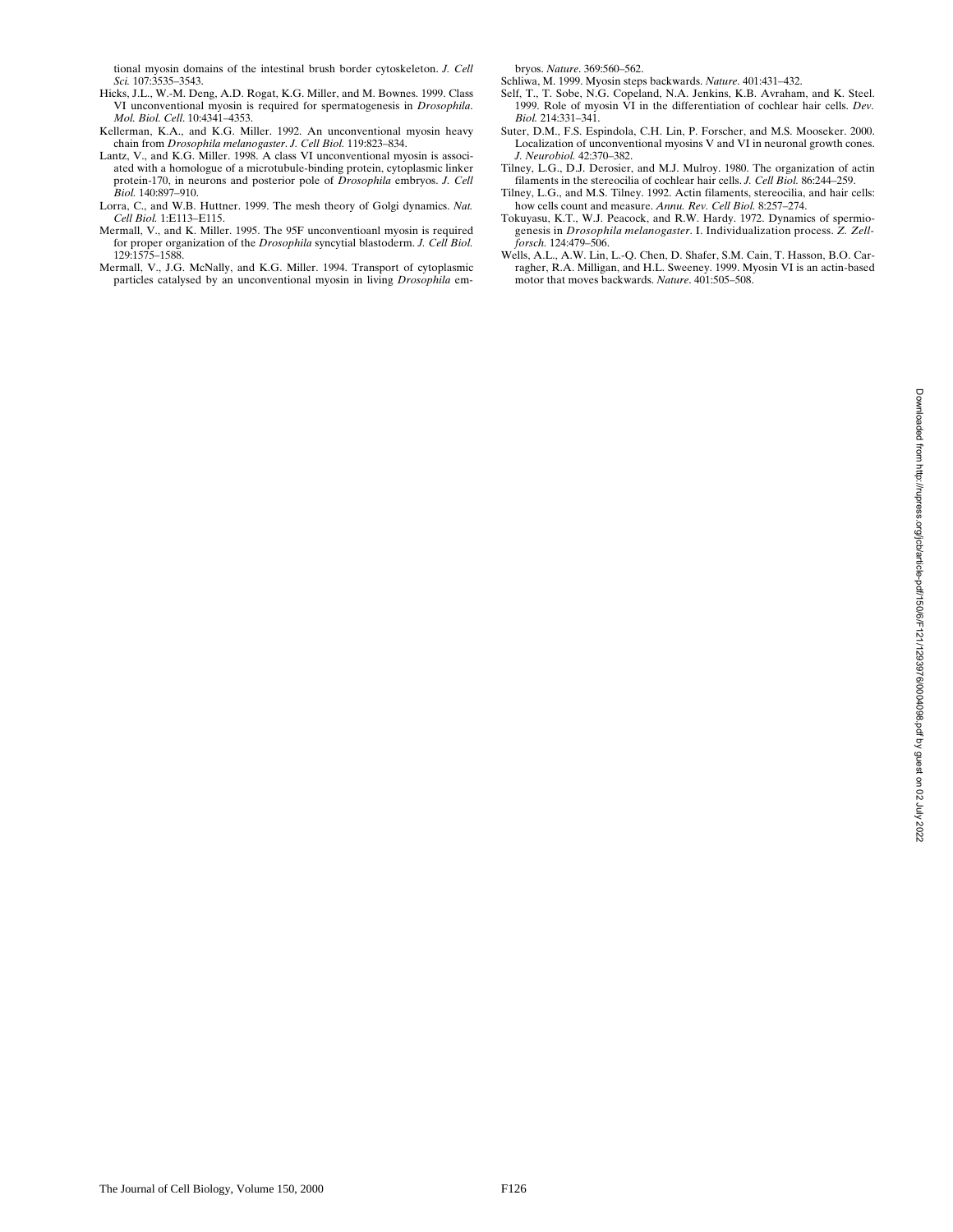tional myosin domains of the intestinal brush border cytoskeleton. *J. Cell Sci.* 107:3535–3543.

Hicks, J.L., W.-M. Deng, A.D. Rogat, K.G. Miller, and M. Bownes. 1999. Class VI unconventional myosin is required for spermatogenesis in *Drosophila*. *Mol. Biol. Cell*. 10:4341–4353.

Kellerman, K.A., and K.G. Miller. 1992. An unconventional myosin heavy chain from *Drosophila melanogaster*. *J. Cell Biol.* 119:823–834.

Lantz, V., and K.G. Miller. 1998. A class VI unconventional myosin is associated with a homologue of a microtubule-binding protein, cytoplasmic linker protein-170, in neurons and posterior pole of *Drosophila* embryos. *J. Cell Biol.* 140:897–910.

Lorra, C., and W.B. Huttner. 1999. The mesh theory of Golgi dynamics. *Nat. Cell Biol.* 1:E113–E115.

Mermall, V., and K. Miller. 1995. The 95F unconventioanl myosin is required for proper organization of the *Drosophila* syncytial blastoderm. *J. Cell Biol.* 129:1575–1588.

Mermall, V., J.G. McNally, and K.G. Miller. 1994. Transport of cytoplasmic particles catalysed by an unconventional myosin in living *Drosophila* embryos. *Nature*. 369:560–562.

Schliwa, M. 1999. Myosin steps backwards. *Nature*. 401:431–432.

Self, T., T. Sobe, N.G. Copeland, N.A. Jenkins, K.B. Avraham, and K. Steel. 1999. Role of myosin VI in the differentiation of cochlear hair cells. *Dev. Biol.* 214:331–341.

Suter, D.M., F.S. Espindola, C.H. Lin, P. Forscher, and M.S. Mooseker. 2000. Localization of unconventional myosins V and VI in neuronal growth cones. *J. Neurobiol.* 42:370–382.

Tilney, L.G., D.J. Derosier, and M.J. Mulroy. 1980. The organization of actin filaments in the stereocilia of cochlear hair cells. *J. Cell Biol.* 86:244–259.

Tilney, L.G., and M.S. Tilney. 1992. Actin filaments, stereocilia, and hair cells: how cells count and measure. *Annu. Rev. Cell Biol.* 8:257–274.

Tokuyasu, K.T., W.J. Peacock, and R.W. Hardy. 1972. Dynamics of spermiogenesis in *Drosophila melanogaster*. I. Individualization process. *Z. Zellforsch.* 124:479–506.

Wells, A.L., A.W. Lin, L.-Q. Chen, D. Shafer, S.M. Cain, T. Hasson, B.O. Carragher, R.A. Milligan, and H.L. Sweeney. 1999. Myosin VI is an actin-based motor that moves backwards. *Nature*. 401:505–508.